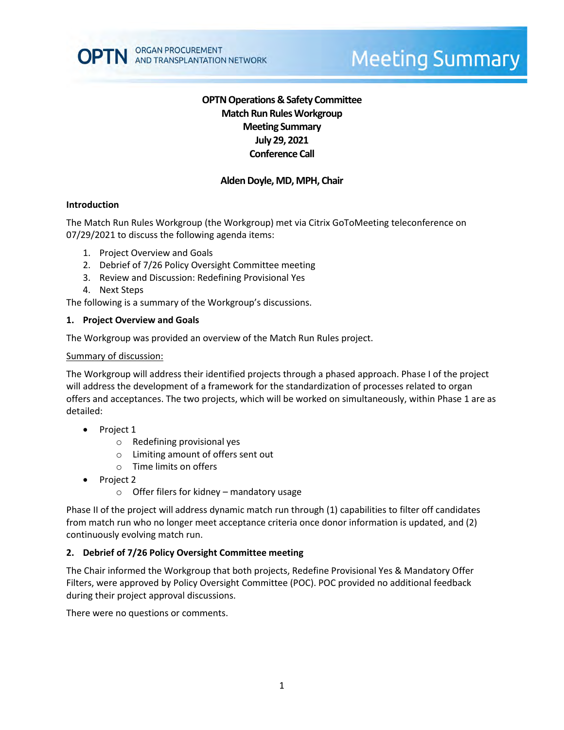# OPTN Operations & Safety Committee
# Match Run Rules Workgroup
# Meeting Summary
# July 29, 2021
# Conference Call

**Alden Doyle, MD, MPH, Chair**

## Introduction

The Match Run Rules Workgroup (the Workgroup) met via Citrix GoToMeeting teleconference on 07/29/2021 to discuss the following agenda items:

1. Project Overview and Goals
2. Debrief of 7/26 Policy Oversight Committee meeting
3. Review and Discussion: Redefining Provisional Yes
4. Next Steps

The following is a summary of the Workgroup's discussions.

## 1. Project Overview and Goals

The Workgroup was provided an overview of the Match Run Rules project.

Summary of discussion:

The Workgroup will address their identified projects through a phased approach. Phase I of the project will address the development of a framework for the standardization of processes related to organ offers and acceptances. The two projects, which will be worked on simultaneously, within Phase 1 are as detailed:

- Project 1
  - Redefining provisional yes
  - Limiting amount of offers sent out
  - Time limits on offers
- Project 2
  - Offer filers for kidney – mandatory usage

Phase II of the project will address dynamic match run through (1) capabilities to filter off candidates from match run who no longer meet acceptance criteria once donor information is updated, and (2) continuously evolving match run.

## 2. Debrief of 7/26 Policy Oversight Committee meeting

The Chair informed the Workgroup that both projects, Redefine Provisional Yes & Mandatory Offer Filters, were approved by Policy Oversight Committee (POC). POC provided no additional feedback during their project approval discussions.

There were no questions or comments.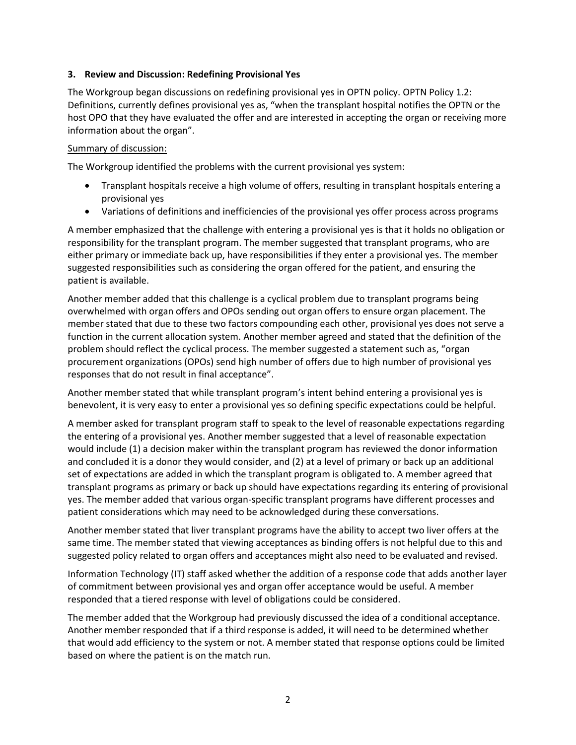### 3. Review and Discussion: Redefining Provisional Yes

The Workgroup began discussions on redefining provisional yes in OPTN policy. OPTN Policy 1.2: Definitions, currently defines provisional yes as, "when the transplant hospital notifies the OPTN or the host OPO that they have evaluated the offer and are interested in accepting the organ or receiving more information about the organ".

Summary of discussion:

The Workgroup identified the problems with the current provisional yes system:

- Transplant hospitals receive a high volume of offers, resulting in transplant hospitals entering a provisional yes
- Variations of definitions and inefficiencies of the provisional yes offer process across programs

A member emphasized that the challenge with entering a provisional yes is that it holds no obligation or responsibility for the transplant program. The member suggested that transplant programs, who are either primary or immediate back up, have responsibilities if they enter a provisional yes. The member suggested responsibilities such as considering the organ offered for the patient, and ensuring the patient is available.

Another member added that this challenge is a cyclical problem due to transplant programs being overwhelmed with organ offers and OPOs sending out organ offers to ensure organ placement. The member stated that due to these two factors compounding each other, provisional yes does not serve a function in the current allocation system. Another member agreed and stated that the definition of the problem should reflect the cyclical process. The member suggested a statement such as, "organ procurement organizations (OPOs) send high number of offers due to high number of provisional yes responses that do not result in final acceptance".

Another member stated that while transplant program's intent behind entering a provisional yes is benevolent, it is very easy to enter a provisional yes so defining specific expectations could be helpful.

A member asked for transplant program staff to speak to the level of reasonable expectations regarding the entering of a provisional yes. Another member suggested that a level of reasonable expectation would include (1) a decision maker within the transplant program has reviewed the donor information and concluded it is a donor they would consider, and (2) at a level of primary or back up an additional set of expectations are added in which the transplant program is obligated to. A member agreed that transplant programs as primary or back up should have expectations regarding its entering of provisional yes. The member added that various organ-specific transplant programs have different processes and patient considerations which may need to be acknowledged during these conversations.

Another member stated that liver transplant programs have the ability to accept two liver offers at the same time. The member stated that viewing acceptances as binding offers is not helpful due to this and suggested policy related to organ offers and acceptances might also need to be evaluated and revised.

Information Technology (IT) staff asked whether the addition of a response code that adds another layer of commitment between provisional yes and organ offer acceptance would be useful. A member responded that a tiered response with level of obligations could be considered.

The member added that the Workgroup had previously discussed the idea of a conditional acceptance. Another member responded that if a third response is added, it will need to be determined whether that would add efficiency to the system or not. A member stated that response options could be limited based on where the patient is on the match run.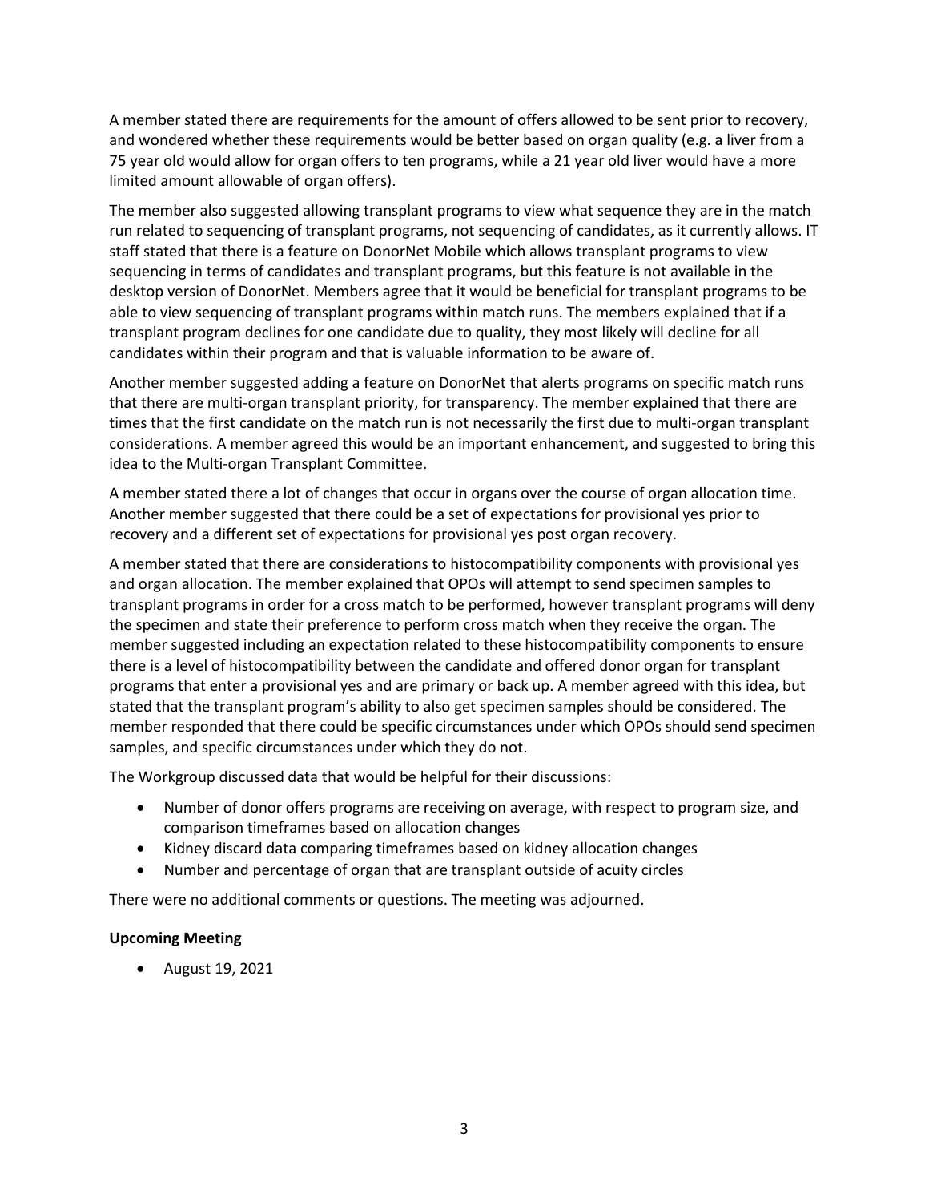A member stated there are requirements for the amount of offers allowed to be sent prior to recovery, and wondered whether these requirements would be better based on organ quality (e.g. a liver from a 75 year old would allow for organ offers to ten programs, while a 21 year old liver would have a more limited amount allowable of organ offers).

The member also suggested allowing transplant programs to view what sequence they are in the match run related to sequencing of transplant programs, not sequencing of candidates, as it currently allows. IT staff stated that there is a feature on DonorNet Mobile which allows transplant programs to view sequencing in terms of candidates and transplant programs, but this feature is not available in the desktop version of DonorNet. Members agree that it would be beneficial for transplant programs to be able to view sequencing of transplant programs within match runs. The members explained that if a transplant program declines for one candidate due to quality, they most likely will decline for all candidates within their program and that is valuable information to be aware of.

Another member suggested adding a feature on DonorNet that alerts programs on specific match runs that there are multi-organ transplant priority, for transparency. The member explained that there are times that the first candidate on the match run is not necessarily the first due to multi-organ transplant considerations. A member agreed this would be an important enhancement, and suggested to bring this idea to the Multi-organ Transplant Committee.

A member stated there a lot of changes that occur in organs over the course of organ allocation time. Another member suggested that there could be a set of expectations for provisional yes prior to recovery and a different set of expectations for provisional yes post organ recovery.

A member stated that there are considerations to histocompatibility components with provisional yes and organ allocation. The member explained that OPOs will attempt to send specimen samples to transplant programs in order for a cross match to be performed, however transplant programs will deny the specimen and state their preference to perform cross match when they receive the organ. The member suggested including an expectation related to these histocompatibility components to ensure there is a level of histocompatibility between the candidate and offered donor organ for transplant programs that enter a provisional yes and are primary or back up. A member agreed with this idea, but stated that the transplant program's ability to also get specimen samples should be considered. The member responded that there could be specific circumstances under which OPOs should send specimen samples, and specific circumstances under which they do not.

The Workgroup discussed data that would be helpful for their discussions:

- Number of donor offers programs are receiving on average, with respect to program size, and comparison timeframes based on allocation changes
- Kidney discard data comparing timeframes based on kidney allocation changes
- Number and percentage of organ that are transplant outside of acuity circles

There were no additional comments or questions. The meeting was adjourned.

**Upcoming Meeting**

- August 19, 2021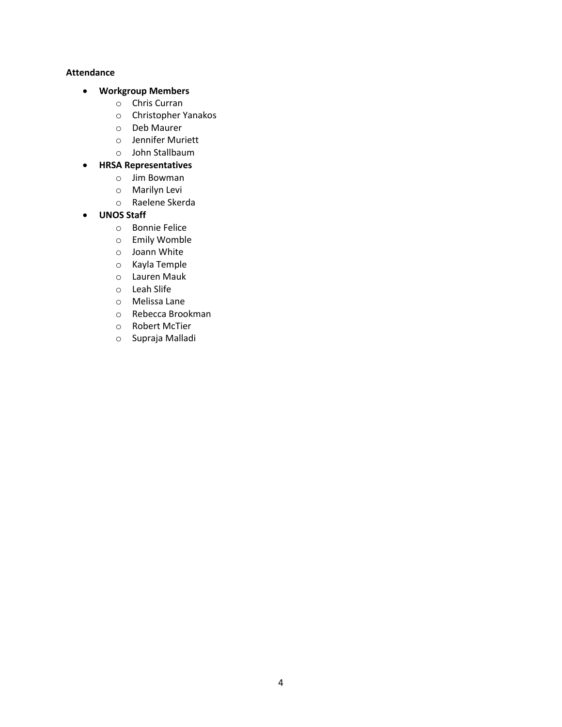**Attendance**

- **Workgroup Members**
  - Chris Curran
  - Christopher Yanakos
  - Deb Maurer
  - Jennifer Muriett
  - John Stallbaum
- **HRSA Representatives**
  - Jim Bowman
  - Marilyn Levi
  - Raelene Skerda
- **UNOS Staff**
  - Bonnie Felice
  - Emily Womble
  - Joann White
  - Kayla Temple
  - Lauren Mauk
  - Leah Slife
  - Melissa Lane
  - Rebecca Brookman
  - Robert McTier
  - Supraja Malladi